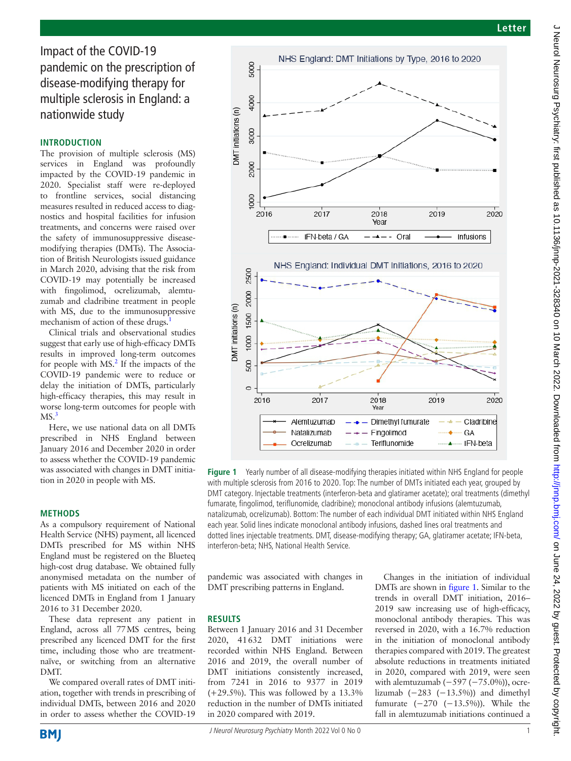Letter

# Impact of the COVID-19 pandemic on the prescription of disease-modifying therapy for multiple sclerosis in England: a nationwide study

## INTRODUCTION

The provision of multiple sclerosis (MS) services in England was profoundly impacted by the COVID-19 pandemic in 2020. Specialist staff were re-deployed to frontline services, social distancing measures resulted in reduced access to diagnostics and hospital facilities for infusion treatments, and concerns were raised over the safety of immunosuppressive disease-modifying therapies (DMTs). The Association of British Neurologists issued guidance in March 2020, advising that the risk from COVID-19 may potentially be increased with fingolimod, ocrelizumab, alemtuzumab and cladribine treatment in people with MS, due to the immunosuppressive mechanism of action of these drugs.[1]

Clinical trials and observational studies suggest that early use of high-efficacy DMTs results in improved long-term outcomes for people with MS.[2] If the impacts of the COVID-19 pandemic were to reduce or delay the initiation of DMTs, particularly high-efficacy therapies, this may result in worse long-term outcomes for people with MS.[3]

Here, we use national data on all DMTs prescribed in NHS England between January 2016 and December 2020 in order to assess whether the COVID-19 pandemic was associated with changes in DMT initiation in 2020 in people with MS.

## METHODS

As a compulsory requirement of National Health Service (NHS) payment, all licenced DMTs prescribed for MS within NHS England must be registered on the Blueteq high-cost drug database. We obtained fully anonymised metadata on the number of patients with MS initiated on each of the licenced DMTs in England from 1 January 2016 to 31 December 2020.

These data represent any patient in England, across all 77 MS centres, being prescribed any licenced DMT for the first time, including those who are treatment-naïve, or switching from an alternative DMT.

We compared overall rates of DMT initiation, together with trends in prescribing of individual DMTs, between 2016 and 2020 in order to assess whether the COVID-19 pandemic was associated with changes in DMT prescribing patterns in England.

**Figure 1** Yearly number of all disease-modifying therapies initiated within NHS England for people with multiple sclerosis from 2016 to 2020. Top: The number of DMTs initiated each year, grouped by DMT category. Injectable treatments (interferon-beta and glatiramer acetate); oral treatments (dimethyl fumarate, fingolimod, teriflunomide, cladribine); monoclonal antibody infusions (alemtuzumab, natalizumab, ocrelizumab). Bottom: The number of each individual DMT initiated within NHS England each year. Solid lines indicate monoclonal antibody infusions, dashed lines oral treatments and dotted lines injectable treatments. DMT, disease-modifying therapy; GA, glatiramer acetate; IFN-beta, interferon-beta; NHS, National Health Service.

## RESULTS

Between 1 January 2016 and 31 December 2020, 41 632 DMT initiations were recorded within NHS England. Between 2016 and 2019, the overall number of DMT initiations consistently increased, from 7241 in 2016 to 9377 in 2019 (+29.5%). This was followed by a 13.3% reduction in the number of DMTs initiated in 2020 compared with 2019.

Changes in the initiation of individual DMTs are shown in figure 1. Similar to the trends in overall DMT initiation, 2016–2019 saw increasing use of high-efficacy, monoclonal antibody therapies. This was reversed in 2020, with a 16.7% reduction in the initiation of monoclonal antibody therapies compared with 2019. The greatest absolute reductions in treatments initiated in 2020, compared with 2019, were seen with alemtuzumab (−597 (−75.0%)), ocrelizumab (−283 (−13.5%)) and dimethyl fumarate (−270 (−13.5%)). While the fall in alemtuzumab initiations continued a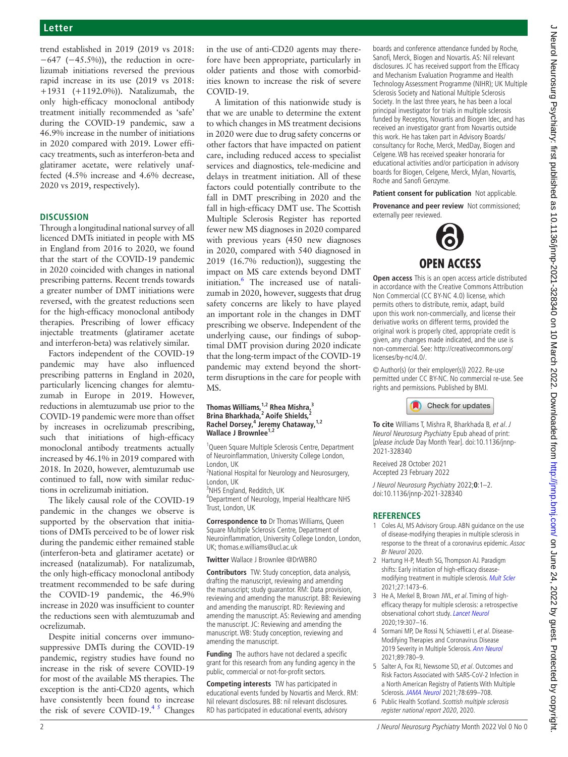trend established in 2019 (2019 vs 2018: −647 (−45.5%)), the reduction in ocrelizumab initiations reversed the previous rapid increase in its use (2019 vs 2018: +1931 (+1192.0%)). Natalizumab, the only high-efficacy monoclonal antibody treatment initially recommended as 'safe' during the COVID-19 pandemic, saw a 46.9% increase in the number of initiations in 2020 compared with 2019. Lower efficacy treatments, such as interferon-beta and glatiramer acetate, were relatively unaffected (4.5% increase and 4.6% decrease, 2020 vs 2019, respectively).

## DISCUSSION

Through a longitudinal national survey of all licenced DMTs initiated in people with MS in England from 2016 to 2020, we found that the start of the COVID-19 pandemic in 2020 coincided with changes in national prescribing patterns. Recent trends towards a greater number of DMT initiations were reversed, with the greatest reductions seen for the high-efficacy monoclonal antibody therapies. Prescribing of lower efficacy injectable treatments (glatiramer acetate and interferon-beta) was relatively similar.

Factors independent of the COVID-19 pandemic may have also influenced prescribing patterns in England in 2020, particularly licencing changes for alemtuzumab in Europe in 2019. However, reductions in alemtuzumab use prior to the COVID-19 pandemic were more than offset by increases in ocrelizumab prescribing, such that initiations of high-efficacy monoclonal antibody treatments actually increased by 46.1% in 2019 compared with 2018. In 2020, however, alemtuzumab use continued to fall, now with similar reductions in ocrelizumab initiation.

The likely causal role of the COVID-19 pandemic in the changes we observe is supported by the observation that initiations of DMTs perceived to be of lower risk during the pandemic either remained stable (interferon-beta and glatiramer acetate) or increased (natalizumab). For natalizumab, the only high-efficacy monoclonal antibody treatment recommended to be safe during the COVID-19 pandemic, the 46.9% increase in 2020 was insufficient to counter the reductions seen with alemtuzumab and ocrelizumab.

Despite initial concerns over immunosuppressive DMTs during the COVID-19 pandemic, registry studies have found no increase in the risk of severe COVID-19 for most of the available MS therapies. The exception is the anti-CD20 agents, which have consistently been found to increase the risk of severe COVID-19.[4 5] Changes in the use of anti-CD20 agents may therefore have been appropriate, particularly in older patients and those with comorbidities known to increase the risk of severe COVID-19.

A limitation of this nationwide study is that we are unable to determine the extent to which changes in MS treatment decisions in 2020 were due to drug safety concerns or other factors that have impacted on patient care, including reduced access to specialist services and diagnostics, tele-medicine and delays in treatment initiation. All of these factors could potentially contribute to the fall in DMT prescribing in 2020 and the fall in high-efficacy DMT use. The Scottish Multiple Sclerosis Register has reported fewer new MS diagnoses in 2020 compared with previous years (450 new diagnoses in 2020, compared with 540 diagnosed in 2019 (16.7% reduction)), suggesting the impact on MS care extends beyond DMT initiation.[6] The increased use of natalizumab in 2020, however, suggests that drug safety concerns are likely to have played an important role in the changes in DMT prescribing we observe. Independent of the underlying cause, our findings of suboptimal DMT provision during 2020 indicate that the long-term impact of the COVID-19 pandemic may extend beyond the short-term disruptions in the care for people with MS.

**Thomas Williams,[1,2] Rhea Mishra,[3] Brina Bharkhada,[2] Aoife Shields,[2] Rachel Dorsey,[4] Jeremy Chataway,[1,2] Wallace J Brownlee[1,2]**

[1]Queen Square Multiple Sclerosis Centre, Department of Neuroinflammation, University College London, London, UK
[2]National Hospital for Neurology and Neurosurgery, London, UK
[3]NHS England, Redditch, UK
[4]Department of Neurology, Imperial Healthcare NHS Trust, London, UK

**Correspondence to** Dr Thomas Williams, Queen Square Multiple Sclerosis Centre, Department of Neuroinflammation, University College London, London, UK; thomas.e.williams@ucl.ac.uk

**Twitter** Wallace J Brownlee @DrWBRO

**Contributors** TW: Study conception, data analysis, drafting the manuscript, reviewing and amending the manuscript; study guarantor. RM: Data provision, reviewing and amending the manuscript. BB: Reviewing and amending the manuscript. RD: Reviewing and amending the manuscript. AS: Reviewing and amending the manuscript. JC: Reviewing and amending the manuscript. WB: Study conception, reviewing and amending the manuscript.

**Funding** The authors have not declared a specific grant for this research from any funding agency in the public, commercial or not-for-profit sectors.

**Competing interests** TW has participated in educational events funded by Novartis and Merck. RM: Nil relevant disclosures. BB: nil relevant disclosures. RD has participated in educational events, advisory boards and conference attendance funded by Roche, Sanofi, Merck, Biogen and Novartis. AS: Nil relevant disclosures. JC has received support from the Efficacy and Mechanism Evaluation Programme and Health Technology Assessment Programme (NIHR); UK Multiple Sclerosis Society and National Multiple Sclerosis Society. In the last three years, he has been a local principal investigator for trials in multiple sclerosis funded by Receptos, Novartis and Biogen Idec, and has received an investigator grant from Novartis outside this work. He has taken part in Advisory Boards/consultancy for Roche, Merck, MedDay, Biogen and Celgene. WB has received speaker honoraria for educational activities and/or participation in advisory boards for Biogen, Celgene, Merck, Mylan, Novartis, Roche and Sanofi Genzyme.

**Patient consent for publication** Not applicable.

**Provenance and peer review** Not commissioned; externally peer reviewed.

OPEN ACCESS

**Open access** This is an open access article distributed in accordance with the Creative Commons Attribution Non Commercial (CC BY-NC 4.0) license, which permits others to distribute, remix, adapt, build upon this work non-commercially, and license their derivative works on different terms, provided the original work is properly cited, appropriate credit is given, any changes made indicated, and the use is non-commercial. See: http://creativecommons.org/licenses/by-nc/4.0/.

© Author(s) (or their employer(s)) 2022. Re-use permitted under CC BY-NC. No commercial re-use. See rights and permissions. Published by BMJ.

Check for updates

**To cite** Williams T, Mishra R, Bharkhada B, *et al*. *J Neurol Neurosurg Psychiatry* Epub ahead of print: [*please include* Day Month Year]. doi:10.1136/jnnp-2021-328340

Received 28 October 2021
Accepted 23 February 2022

*J Neurol Neurosurg Psychiatry* 2022;**0**:1–2. doi:10.1136/jnnp-2021-328340

## REFERENCES

1. Coles AJ, MS Advisory Group. ABN guidance on the use of disease-modifying therapies in multiple sclerosis in response to the threat of a coronavirus epidemic. *Assoc Br Neurol* 2020.
2. Hartung H-P, Meuth SG, Thompson AJ. Paradigm shifts: Early initiation of high-efficacy disease-modifying treatment in multiple sclerosis. *Mult Scler* 2021;27:1473–6.
3. He A, Merkel B, Brown JWL, *et al*. Timing of high-efficacy therapy for multiple sclerosis: a retrospective observational cohort study. *Lancet Neurol* 2020;19:307–16.
4. Sormani MP, De Rossi N, Schiavetti I, *et al*. Disease-Modifying Therapies and Coronavirus Disease 2019 Severity in Multiple Sclerosis. *Ann Neurol* 2021;89:780–9.
5. Salter A, Fox RJ, Newsome SD, *et al*. Outcomes and Risk Factors Associated with SARS-CoV-2 Infection in a North American Registry of Patients With Multiple Sclerosis. *JAMA Neurol* 2021;78:699–708.
6. Public Health Scotland. *Scottish multiple sclerosis register national report 2020*, 2020.